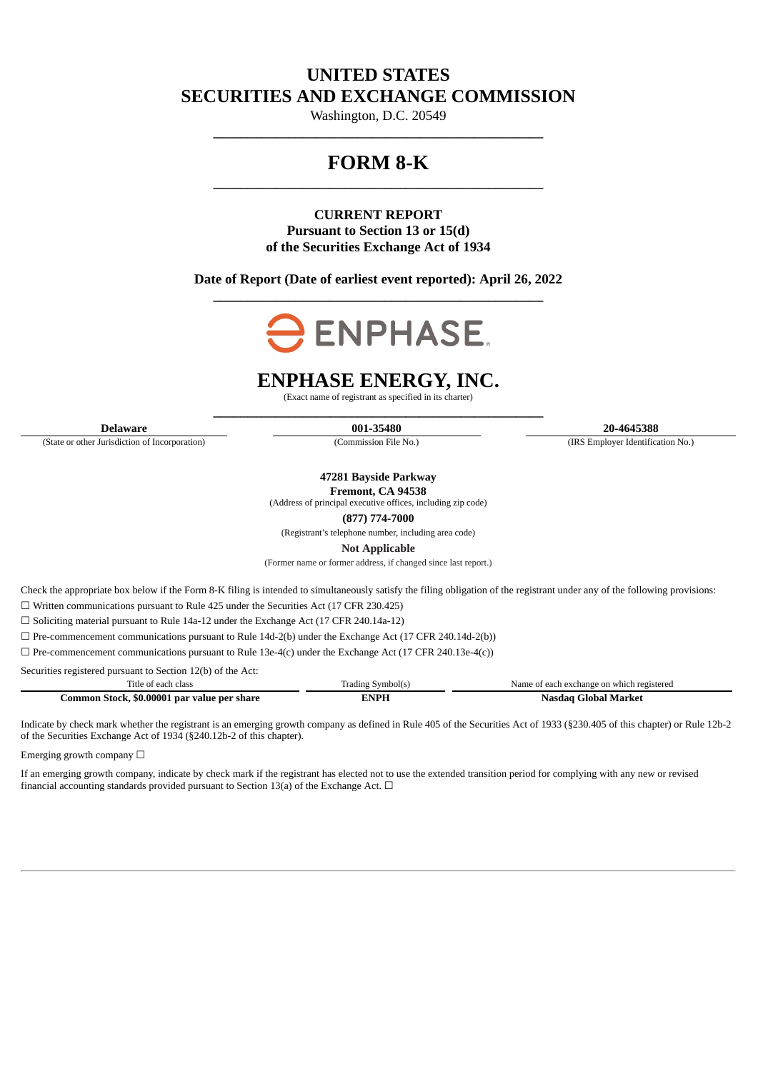# UNITED STATES
# SECURITIES AND EXCHANGE COMMISSION

Washington, D.C. 20549

---

# FORM 8-K

---

**CURRENT REPORT**
**Pursuant to Section 13 or 15(d)**
**of the Securities Exchange Act of 1934**

**Date of Report (Date of earliest event reported): April 26, 2022**

---

ENPHASE.

# ENPHASE ENERGY, INC.

(Exact name of registrant as specified in its charter)

---

| **Delaware** | **001-35480** | **20-4645388** |
|---|---|---|
| (State or other Jurisdiction of Incorporation) | (Commission File No.) | (IRS Employer Identification No.) |

**47281 Bayside Parkway**
**Fremont, CA 94538**
(Address of principal executive offices, including zip code)

**(877) 774-7000**
(Registrant's telephone number, including area code)

**Not Applicable**
(Former name or former address, if changed since last report.)

Check the appropriate box below if the Form 8-K filing is intended to simultaneously satisfy the filing obligation of the registrant under any of the following provisions:

☐ Written communications pursuant to Rule 425 under the Securities Act (17 CFR 230.425)

☐ Soliciting material pursuant to Rule 14a-12 under the Exchange Act (17 CFR 240.14a-12)

☐ Pre-commencement communications pursuant to Rule 14d-2(b) under the Exchange Act (17 CFR 240.14d-2(b))

☐ Pre-commencement communications pursuant to Rule 13e-4(c) under the Exchange Act (17 CFR 240.13e-4(c))

Securities registered pursuant to Section 12(b) of the Act:

| Title of each class | Trading Symbol(s) | Name of each exchange on which registered |
|---|---|---|
| **Common Stock, $0.00001 par value per share** | **ENPH** | **Nasdaq Global Market** |

Indicate by check mark whether the registrant is an emerging growth company as defined in Rule 405 of the Securities Act of 1933 (§230.405 of this chapter) or Rule 12b-2 of the Securities Exchange Act of 1934 (§240.12b-2 of this chapter).

Emerging growth company ☐

If an emerging growth company, indicate by check mark if the registrant has elected not to use the extended transition period for complying with any new or revised financial accounting standards provided pursuant to Section 13(a) of the Exchange Act. ☐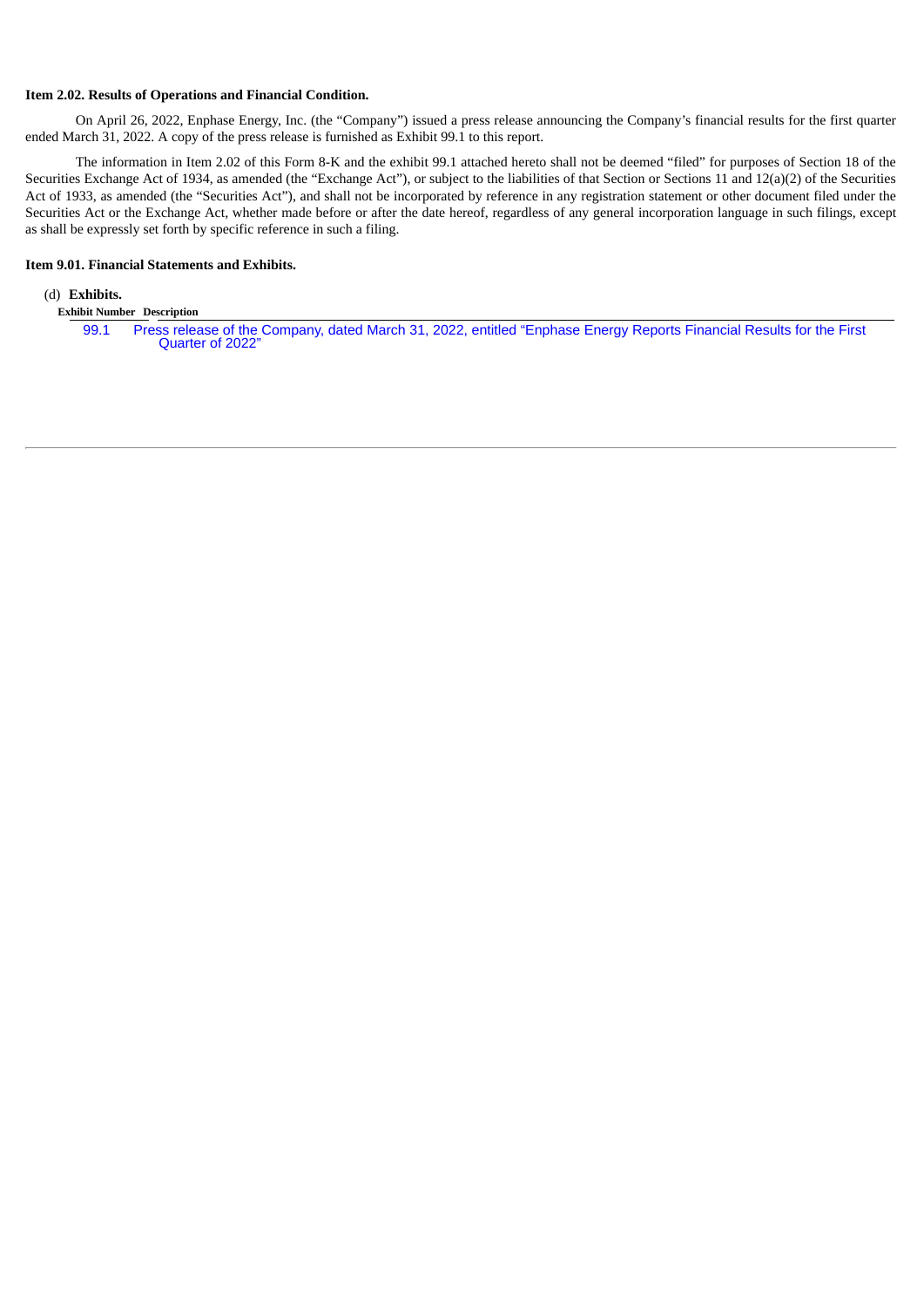**Item 2.02. Results of Operations and Financial Condition.**

On April 26, 2022, Enphase Energy, Inc. (the "Company") issued a press release announcing the Company's financial results for the first quarter ended March 31, 2022. A copy of the press release is furnished as Exhibit 99.1 to this report.

The information in Item 2.02 of this Form 8-K and the exhibit 99.1 attached hereto shall not be deemed "filed" for purposes of Section 18 of the Securities Exchange Act of 1934, as amended (the "Exchange Act"), or subject to the liabilities of that Section or Sections 11 and 12(a)(2) of the Securities Act of 1933, as amended (the "Securities Act"), and shall not be incorporated by reference in any registration statement or other document filed under the Securities Act or the Exchange Act, whether made before or after the date hereof, regardless of any general incorporation language in such filings, except as shall be expressly set forth by specific reference in such a filing.

**Item 9.01. Financial Statements and Exhibits.**

(d) **Exhibits.**

| Exhibit Number | Description |
| --- | --- |
| 99.1 | Press release of the Company, dated March 31, 2022, entitled "Enphase Energy Reports Financial Results for the First Quarter of 2022" |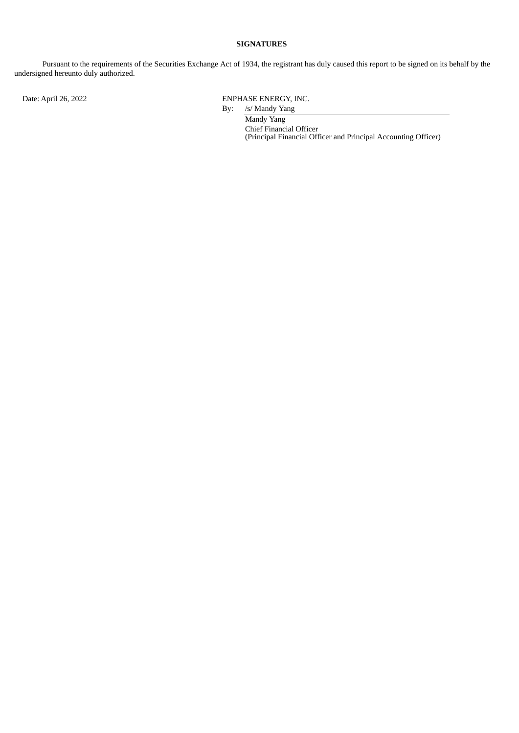**SIGNATURES**

Pursuant to the requirements of the Securities Exchange Act of 1934, the registrant has duly caused this report to be signed on its behalf by the undersigned hereunto duly authorized.

Date: April 26, 2022

ENPHASE ENERGY, INC.

By: /s/ Mandy Yang

Mandy Yang
Chief Financial Officer
(Principal Financial Officer and Principal Accounting Officer)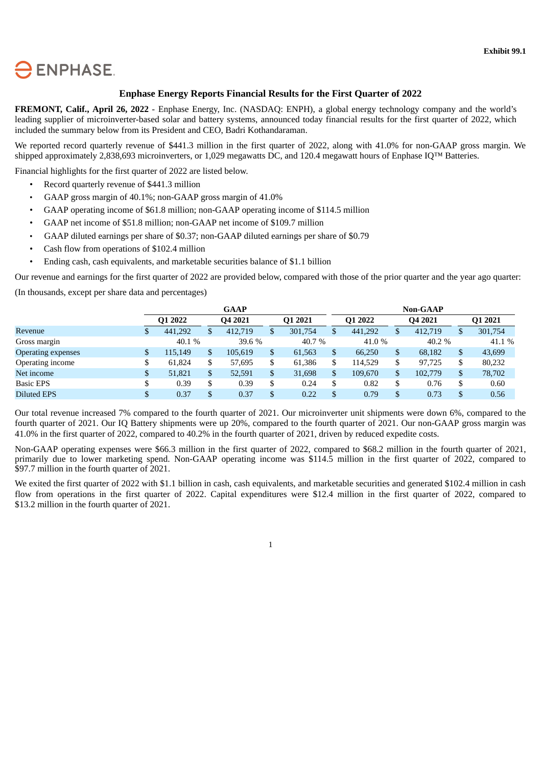Exhibit 99.1

ENPHASE.

## Enphase Energy Reports Financial Results for the First Quarter of 2022

**FREMONT, Calif., April 26, 2022** - Enphase Energy, Inc. (NASDAQ: ENPH), a global energy technology company and the world's leading supplier of microinverter-based solar and battery systems, announced today financial results for the first quarter of 2022, which included the summary below from its President and CEO, Badri Kothandaraman.

We reported record quarterly revenue of $441.3 million in the first quarter of 2022, along with 41.0% for non-GAAP gross margin. We shipped approximately 2,838,693 microinverters, or 1,029 megawatts DC, and 120.4 megawatt hours of Enphase IQ™ Batteries.

Financial highlights for the first quarter of 2022 are listed below.

- Record quarterly revenue of $441.3 million
- GAAP gross margin of 40.1%; non-GAAP gross margin of 41.0%
- GAAP operating income of $61.8 million; non-GAAP operating income of $114.5 million
- GAAP net income of $51.8 million; non-GAAP net income of $109.7 million
- GAAP diluted earnings per share of $0.37; non-GAAP diluted earnings per share of $0.79
- Cash flow from operations of $102.4 million
- Ending cash, cash equivalents, and marketable securities balance of $1.1 billion

Our revenue and earnings for the first quarter of 2022 are provided below, compared with those of the prior quarter and the year ago quarter:

(In thousands, except per share data and percentages)

| | GAAP | | | Non-GAAP | | |
|---|---|---|---|---|---|---|
| | Q1 2022 | Q4 2021 | Q1 2021 | Q1 2022 | Q4 2021 | Q1 2021 |
| Revenue | $ 441,292 | $ 412,719 | $ 301,754 | $ 441,292 | $ 412,719 | $ 301,754 |
| Gross margin | 40.1 % | 39.6 % | 40.7 % | 41.0 % | 40.2 % | 41.1 % |
| Operating expenses | $ 115,149 | $ 105,619 | $ 61,563 | $ 66,250 | $ 68,182 | $ 43,699 |
| Operating income | $ 61,824 | $ 57,695 | $ 61,386 | $ 114,529 | $ 97,725 | $ 80,232 |
| Net income | $ 51,821 | $ 52,591 | $ 31,698 | $ 109,670 | $ 102,779 | $ 78,702 |
| Basic EPS | $ 0.39 | $ 0.39 | $ 0.24 | $ 0.82 | $ 0.76 | $ 0.60 |
| Diluted EPS | $ 0.37 | $ 0.37 | $ 0.22 | $ 0.79 | $ 0.73 | $ 0.56 |

Our total revenue increased 7% compared to the fourth quarter of 2021. Our microinverter unit shipments were down 6%, compared to the fourth quarter of 2021. Our IQ Battery shipments were up 20%, compared to the fourth quarter of 2021. Our non-GAAP gross margin was 41.0% in the first quarter of 2022, compared to 40.2% in the fourth quarter of 2021, driven by reduced expedite costs.

Non-GAAP operating expenses were $66.3 million in the first quarter of 2022, compared to $68.2 million in the fourth quarter of 2021, primarily due to lower marketing spend. Non-GAAP operating income was $114.5 million in the first quarter of 2022, compared to $97.7 million in the fourth quarter of 2021.

We exited the first quarter of 2022 with $1.1 billion in cash, cash equivalents, and marketable securities and generated $102.4 million in cash flow from operations in the first quarter of 2022. Capital expenditures were $12.4 million in the first quarter of 2022, compared to $13.2 million in the fourth quarter of 2021.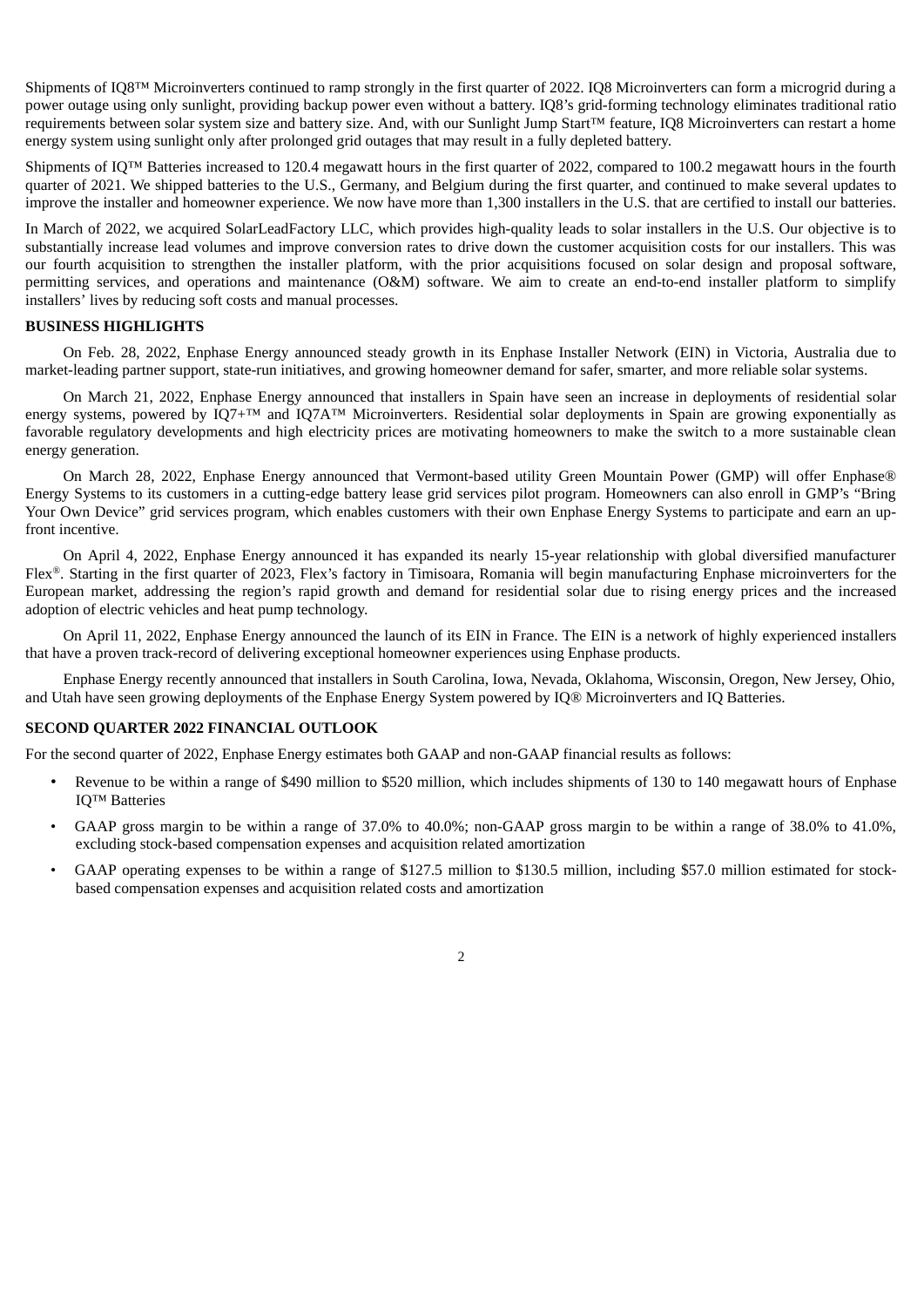Shipments of IQ8™ Microinverters continued to ramp strongly in the first quarter of 2022. IQ8 Microinverters can form a microgrid during a power outage using only sunlight, providing backup power even without a battery. IQ8's grid-forming technology eliminates traditional ratio requirements between solar system size and battery size. And, with our Sunlight Jump Start™ feature, IQ8 Microinverters can restart a home energy system using sunlight only after prolonged grid outages that may result in a fully depleted battery.

Shipments of IQ™ Batteries increased to 120.4 megawatt hours in the first quarter of 2022, compared to 100.2 megawatt hours in the fourth quarter of 2021. We shipped batteries to the U.S., Germany, and Belgium during the first quarter, and continued to make several updates to improve the installer and homeowner experience. We now have more than 1,300 installers in the U.S. that are certified to install our batteries.

In March of 2022, we acquired SolarLeadFactory LLC, which provides high-quality leads to solar installers in the U.S. Our objective is to substantially increase lead volumes and improve conversion rates to drive down the customer acquisition costs for our installers. This was our fourth acquisition to strengthen the installer platform, with the prior acquisitions focused on solar design and proposal software, permitting services, and operations and maintenance (O&M) software. We aim to create an end-to-end installer platform to simplify installers' lives by reducing soft costs and manual processes.

**BUSINESS HIGHLIGHTS**

On Feb. 28, 2022, Enphase Energy announced steady growth in its Enphase Installer Network (EIN) in Victoria, Australia due to market-leading partner support, state-run initiatives, and growing homeowner demand for safer, smarter, and more reliable solar systems.

On March 21, 2022, Enphase Energy announced that installers in Spain have seen an increase in deployments of residential solar energy systems, powered by IQ7+™ and IQ7A™ Microinverters. Residential solar deployments in Spain are growing exponentially as favorable regulatory developments and high electricity prices are motivating homeowners to make the switch to a more sustainable clean energy generation.

On March 28, 2022, Enphase Energy announced that Vermont-based utility Green Mountain Power (GMP) will offer Enphase® Energy Systems to its customers in a cutting-edge battery lease grid services pilot program. Homeowners can also enroll in GMP's "Bring Your Own Device" grid services program, which enables customers with their own Enphase Energy Systems to participate and earn an up-front incentive.

On April 4, 2022, Enphase Energy announced it has expanded its nearly 15-year relationship with global diversified manufacturer Flex®. Starting in the first quarter of 2023, Flex's factory in Timisoara, Romania will begin manufacturing Enphase microinverters for the European market, addressing the region's rapid growth and demand for residential solar due to rising energy prices and the increased adoption of electric vehicles and heat pump technology.

On April 11, 2022, Enphase Energy announced the launch of its EIN in France. The EIN is a network of highly experienced installers that have a proven track-record of delivering exceptional homeowner experiences using Enphase products.

Enphase Energy recently announced that installers in South Carolina, Iowa, Nevada, Oklahoma, Wisconsin, Oregon, New Jersey, Ohio, and Utah have seen growing deployments of the Enphase Energy System powered by IQ® Microinverters and IQ Batteries.

**SECOND QUARTER 2022 FINANCIAL OUTLOOK**

For the second quarter of 2022, Enphase Energy estimates both GAAP and non-GAAP financial results as follows:

- Revenue to be within a range of $490 million to $520 million, which includes shipments of 130 to 140 megawatt hours of Enphase IQ™ Batteries
- GAAP gross margin to be within a range of 37.0% to 40.0%; non-GAAP gross margin to be within a range of 38.0% to 41.0%, excluding stock-based compensation expenses and acquisition related amortization
- GAAP operating expenses to be within a range of $127.5 million to $130.5 million, including $57.0 million estimated for stock-based compensation expenses and acquisition related costs and amortization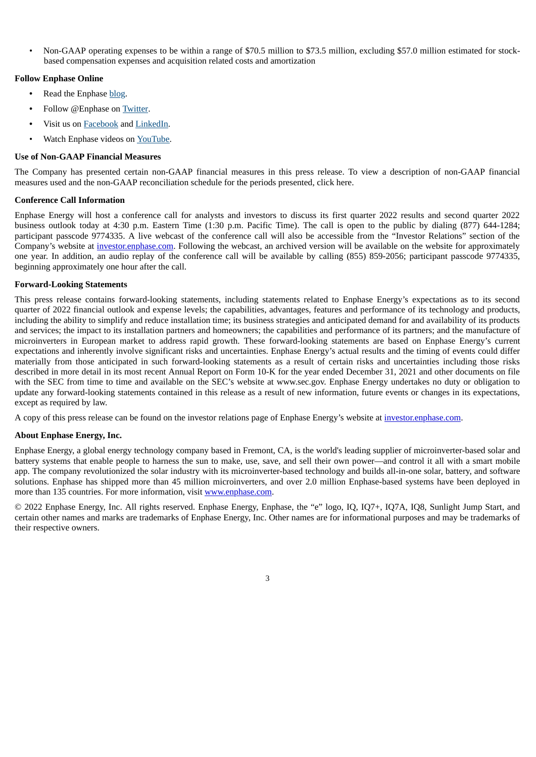- Non-GAAP operating expenses to be within a range of $70.5 million to $73.5 million, excluding $57.0 million estimated for stock-based compensation expenses and acquisition related costs and amortization

**Follow Enphase Online**

- Read the Enphase blog.
- Follow @Enphase on Twitter.
- Visit us on Facebook and LinkedIn.
- Watch Enphase videos on YouTube.

**Use of Non-GAAP Financial Measures**

The Company has presented certain non-GAAP financial measures in this press release. To view a description of non-GAAP financial measures used and the non-GAAP reconciliation schedule for the periods presented, click here.

**Conference Call Information**

Enphase Energy will host a conference call for analysts and investors to discuss its first quarter 2022 results and second quarter 2022 business outlook today at 4:30 p.m. Eastern Time (1:30 p.m. Pacific Time). The call is open to the public by dialing (877) 644-1284; participant passcode 9774335. A live webcast of the conference call will also be accessible from the "Investor Relations" section of the Company's website at investor.enphase.com. Following the webcast, an archived version will be available on the website for approximately one year. In addition, an audio replay of the conference call will be available by calling (855) 859-2056; participant passcode 9774335, beginning approximately one hour after the call.

**Forward-Looking Statements**

This press release contains forward-looking statements, including statements related to Enphase Energy's expectations as to its second quarter of 2022 financial outlook and expense levels; the capabilities, advantages, features and performance of its technology and products, including the ability to simplify and reduce installation time; its business strategies and anticipated demand for and availability of its products and services; the impact to its installation partners and homeowners; the capabilities and performance of its partners; and the manufacture of microinverters in European market to address rapid growth. These forward-looking statements are based on Enphase Energy's current expectations and inherently involve significant risks and uncertainties. Enphase Energy's actual results and the timing of events could differ materially from those anticipated in such forward-looking statements as a result of certain risks and uncertainties including those risks described in more detail in its most recent Annual Report on Form 10-K for the year ended December 31, 2021 and other documents on file with the SEC from time to time and available on the SEC's website at www.sec.gov. Enphase Energy undertakes no duty or obligation to update any forward-looking statements contained in this release as a result of new information, future events or changes in its expectations, except as required by law.

A copy of this press release can be found on the investor relations page of Enphase Energy's website at investor.enphase.com.

**About Enphase Energy, Inc.**

Enphase Energy, a global energy technology company based in Fremont, CA, is the world's leading supplier of microinverter-based solar and battery systems that enable people to harness the sun to make, use, save, and sell their own power—and control it all with a smart mobile app. The company revolutionized the solar industry with its microinverter-based technology and builds all-in-one solar, battery, and software solutions. Enphase has shipped more than 45 million microinverters, and over 2.0 million Enphase-based systems have been deployed in more than 135 countries. For more information, visit www.enphase.com.

© 2022 Enphase Energy, Inc. All rights reserved. Enphase Energy, Enphase, the "e" logo, IQ, IQ7+, IQ7A, IQ8, Sunlight Jump Start, and certain other names and marks are trademarks of Enphase Energy, Inc. Other names are for informational purposes and may be trademarks of their respective owners.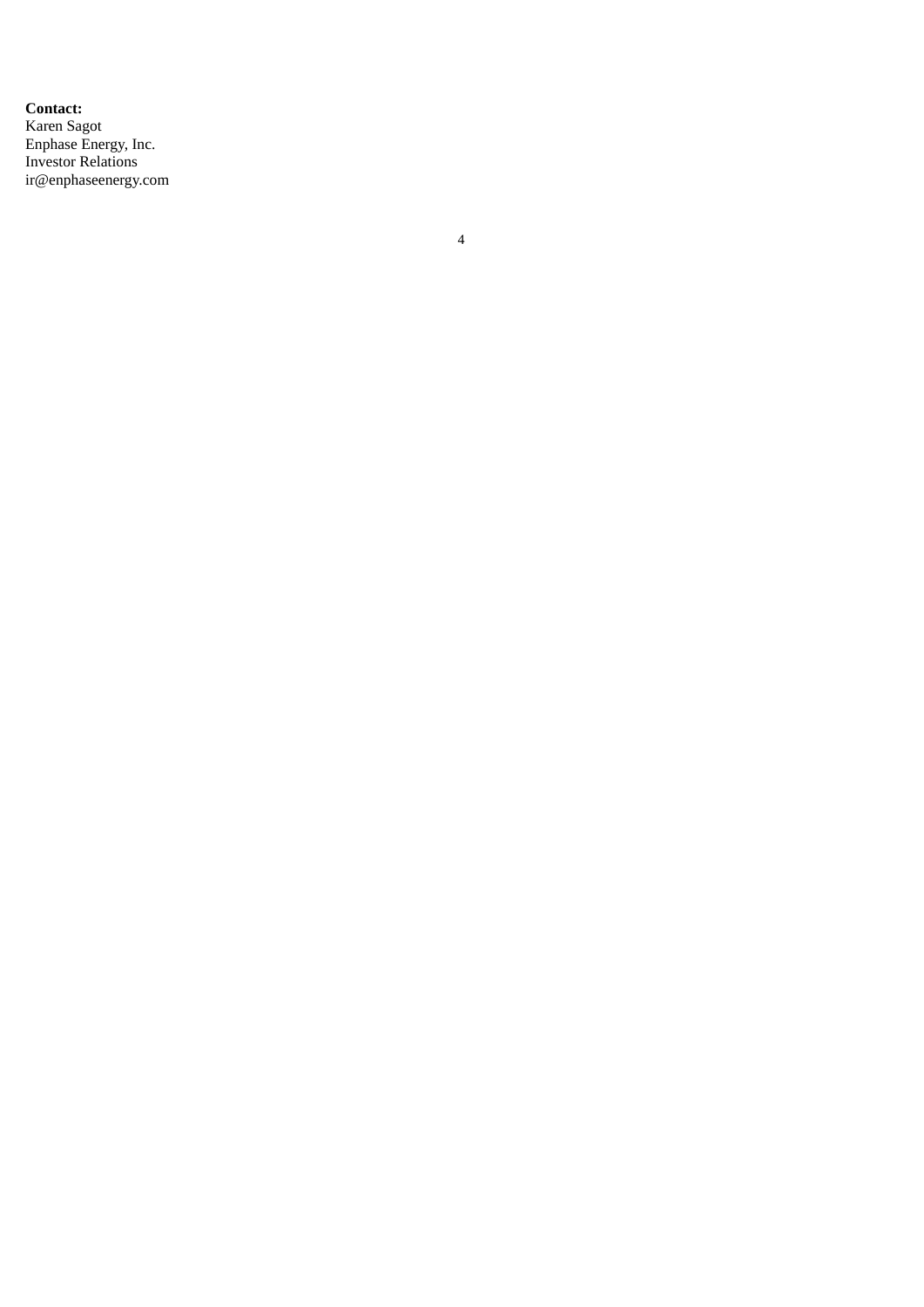**Contact:**
Karen Sagot
Enphase Energy, Inc.
Investor Relations
ir@enphaseenergy.com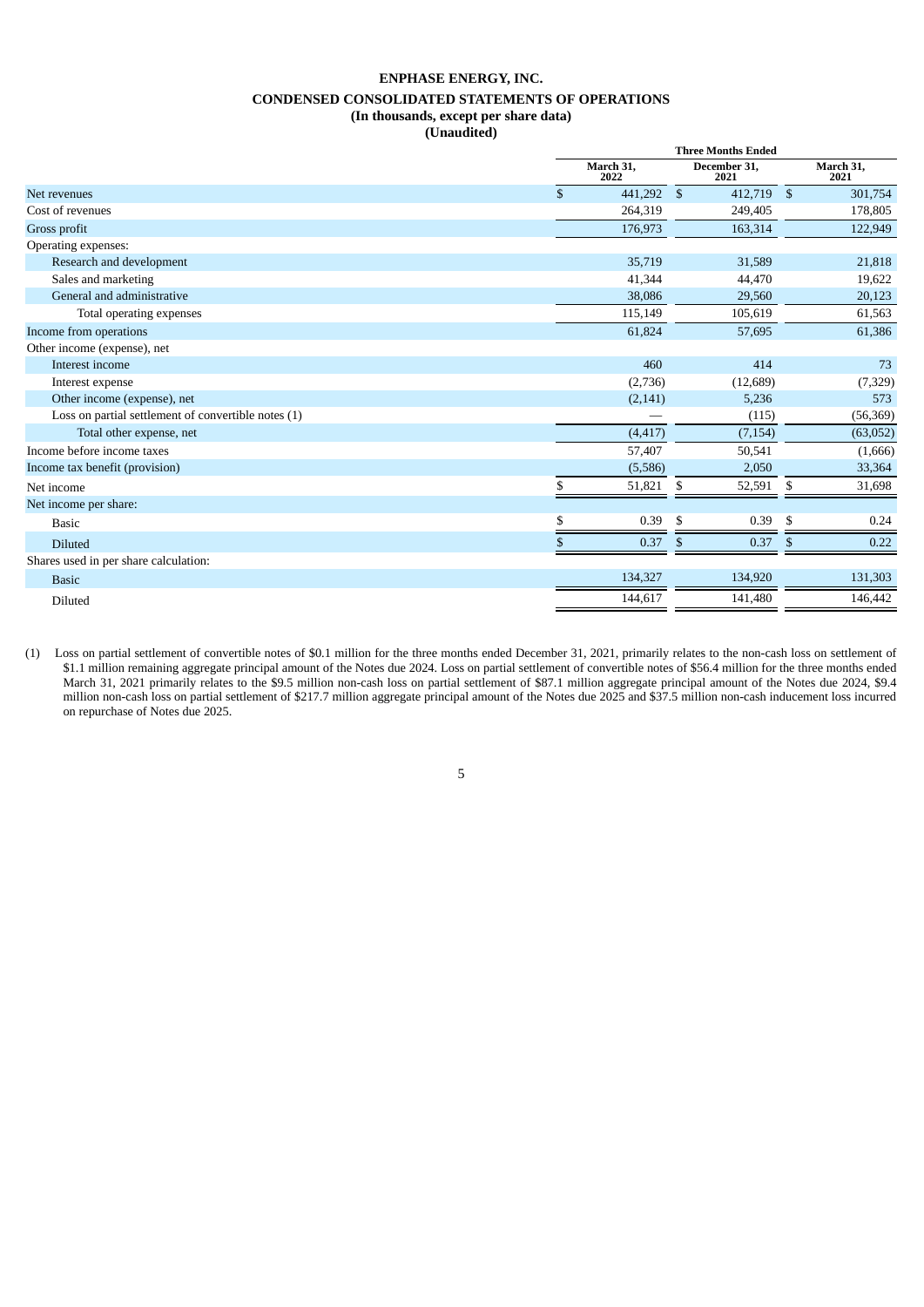# ENPHASE ENERGY, INC.

## CONDENSED CONSOLIDATED STATEMENTS OF OPERATIONS

**(In thousands, except per share data)**

**(Unaudited)**

| | Three Months Ended | | |
|---|---|---|---|
| | March 31, 2022 | December 31, 2021 | March 31, 2021 |
| Net revenues | $ 441,292 | $ 412,719 | $ 301,754 |
| Cost of revenues | 264,319 | 249,405 | 178,805 |
| Gross profit | 176,973 | 163,314 | 122,949 |
| Operating expenses: | | | |
| Research and development | 35,719 | 31,589 | 21,818 |
| Sales and marketing | 41,344 | 44,470 | 19,622 |
| General and administrative | 38,086 | 29,560 | 20,123 |
| Total operating expenses | 115,149 | 105,619 | 61,563 |
| Income from operations | 61,824 | 57,695 | 61,386 |
| Other income (expense), net | | | |
| Interest income | 460 | 414 | 73 |
| Interest expense | (2,736) | (12,689) | (7,329) |
| Other income (expense), net | (2,141) | 5,236 | 573 |
| Loss on partial settlement of convertible notes (1) | — | (115) | (56,369) |
| Total other expense, net | (4,417) | (7,154) | (63,052) |
| Income before income taxes | 57,407 | 50,541 | (1,666) |
| Income tax benefit (provision) | (5,586) | 2,050 | 33,364 |
| Net income | $ 51,821 | $ 52,591 | $ 31,698 |
| Net income per share: | | | |
| Basic | $ 0.39 | $ 0.39 | $ 0.24 |
| Diluted | $ 0.37 | $ 0.37 | $ 0.22 |
| Shares used in per share calculation: | | | |
| Basic | 134,327 | 134,920 | 131,303 |
| Diluted | 144,617 | 141,480 | 146,442 |

(1) Loss on partial settlement of convertible notes of $0.1 million for the three months ended December 31, 2021, primarily relates to the non-cash loss on settlement of $1.1 million remaining aggregate principal amount of the Notes due 2024. Loss on partial settlement of convertible notes of $56.4 million for the three months ended March 31, 2021 primarily relates to the $9.5 million non-cash loss on partial settlement of $87.1 million aggregate principal amount of the Notes due 2024, $9.4 million non-cash loss on partial settlement of $217.7 million aggregate principal amount of the Notes due 2025 and $37.5 million non-cash inducement loss incurred on repurchase of Notes due 2025.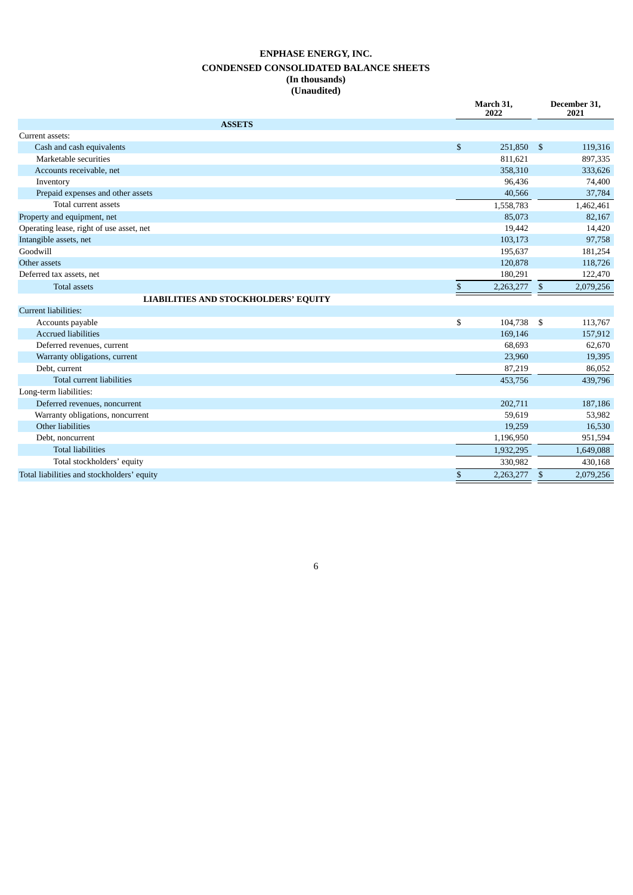# ENPHASE ENERGY, INC.
## CONDENSED CONSOLIDATED BALANCE SHEETS
### (In thousands)
### (Unaudited)

| | March 31, 2022 | December 31, 2021 |
|---|---|---|
| **ASSETS** | | |
| Current assets: | | |
| Cash and cash equivalents | $ 251,850 | $ 119,316 |
| Marketable securities | 811,621 | 897,335 |
| Accounts receivable, net | 358,310 | 333,626 |
| Inventory | 96,436 | 74,400 |
| Prepaid expenses and other assets | 40,566 | 37,784 |
| Total current assets | 1,558,783 | 1,462,461 |
| Property and equipment, net | 85,073 | 82,167 |
| Operating lease, right of use asset, net | 19,442 | 14,420 |
| Intangible assets, net | 103,173 | 97,758 |
| Goodwill | 195,637 | 181,254 |
| Other assets | 120,878 | 118,726 |
| Deferred tax assets, net | 180,291 | 122,470 |
| Total assets | $ 2,263,277 | $ 2,079,256 |
| **LIABILITIES AND STOCKHOLDERS' EQUITY** | | |
| Current liabilities: | | |
| Accounts payable | $ 104,738 | $ 113,767 |
| Accrued liabilities | 169,146 | 157,912 |
| Deferred revenues, current | 68,693 | 62,670 |
| Warranty obligations, current | 23,960 | 19,395 |
| Debt, current | 87,219 | 86,052 |
| Total current liabilities | 453,756 | 439,796 |
| Long-term liabilities: | | |
| Deferred revenues, noncurrent | 202,711 | 187,186 |
| Warranty obligations, noncurrent | 59,619 | 53,982 |
| Other liabilities | 19,259 | 16,530 |
| Debt, noncurrent | 1,196,950 | 951,594 |
| Total liabilities | 1,932,295 | 1,649,088 |
| Total stockholders' equity | 330,982 | 430,168 |
| Total liabilities and stockholders' equity | $ 2,263,277 | $ 2,079,256 |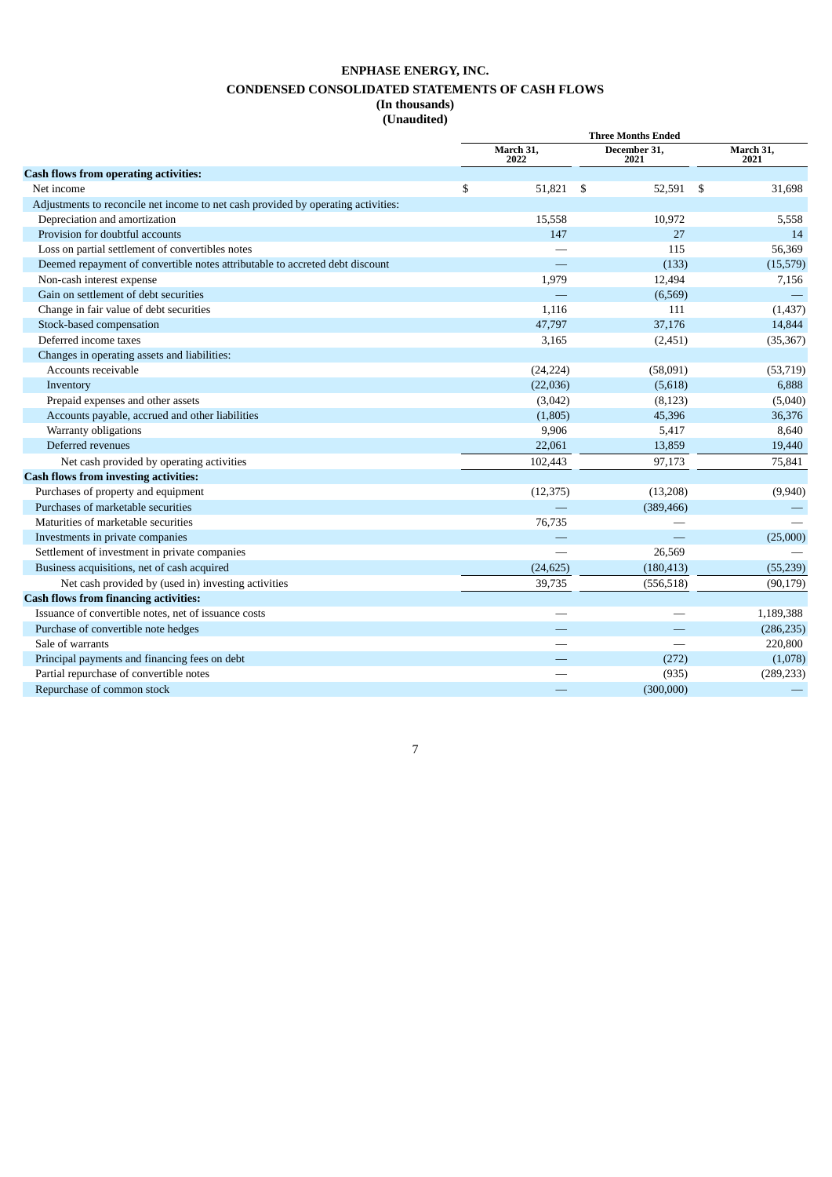**ENPHASE ENERGY, INC.**

**CONDENSED CONSOLIDATED STATEMENTS OF CASH FLOWS**

**(In thousands)**

**(Unaudited)**

| | Three Months Ended | | |
|---|---|---|---|
| | March 31, 2022 | December 31, 2021 | March 31, 2021 |
| **Cash flows from operating activities:** | | | |
| Net income | $ 51,821 | $ 52,591 | $ 31,698 |
| Adjustments to reconcile net income to net cash provided by operating activities: | | | |
| Depreciation and amortization | 15,558 | 10,972 | 5,558 |
| Provision for doubtful accounts | 147 | 27 | 14 |
| Loss on partial settlement of convertibles notes | — | 115 | 56,369 |
| Deemed repayment of convertible notes attributable to accreted debt discount | — | (133) | (15,579) |
| Non-cash interest expense | 1,979 | 12,494 | 7,156 |
| Gain on settlement of debt securities | — | (6,569) | — |
| Change in fair value of debt securities | 1,116 | 111 | (1,437) |
| Stock-based compensation | 47,797 | 37,176 | 14,844 |
| Deferred income taxes | 3,165 | (2,451) | (35,367) |
| Changes in operating assets and liabilities: | | | |
| Accounts receivable | (24,224) | (58,091) | (53,719) |
| Inventory | (22,036) | (5,618) | 6,888 |
| Prepaid expenses and other assets | (3,042) | (8,123) | (5,040) |
| Accounts payable, accrued and other liabilities | (1,805) | 45,396 | 36,376 |
| Warranty obligations | 9,906 | 5,417 | 8,640 |
| Deferred revenues | 22,061 | 13,859 | 19,440 |
| Net cash provided by operating activities | 102,443 | 97,173 | 75,841 |
| **Cash flows from investing activities:** | | | |
| Purchases of property and equipment | (12,375) | (13,208) | (9,940) |
| Purchases of marketable securities | — | (389,466) | — |
| Maturities of marketable securities | 76,735 | — | — |
| Investments in private companies | — | — | (25,000) |
| Settlement of investment in private companies | — | 26,569 | — |
| Business acquisitions, net of cash acquired | (24,625) | (180,413) | (55,239) |
| Net cash provided by (used in) investing activities | 39,735 | (556,518) | (90,179) |
| **Cash flows from financing activities:** | | | |
| Issuance of convertible notes, net of issuance costs | — | — | 1,189,388 |
| Purchase of convertible note hedges | — | — | (286,235) |
| Sale of warrants | — | — | 220,800 |
| Principal payments and financing fees on debt | — | (272) | (1,078) |
| Partial repurchase of convertible notes | — | (935) | (289,233) |
| Repurchase of common stock | — | (300,000) | — |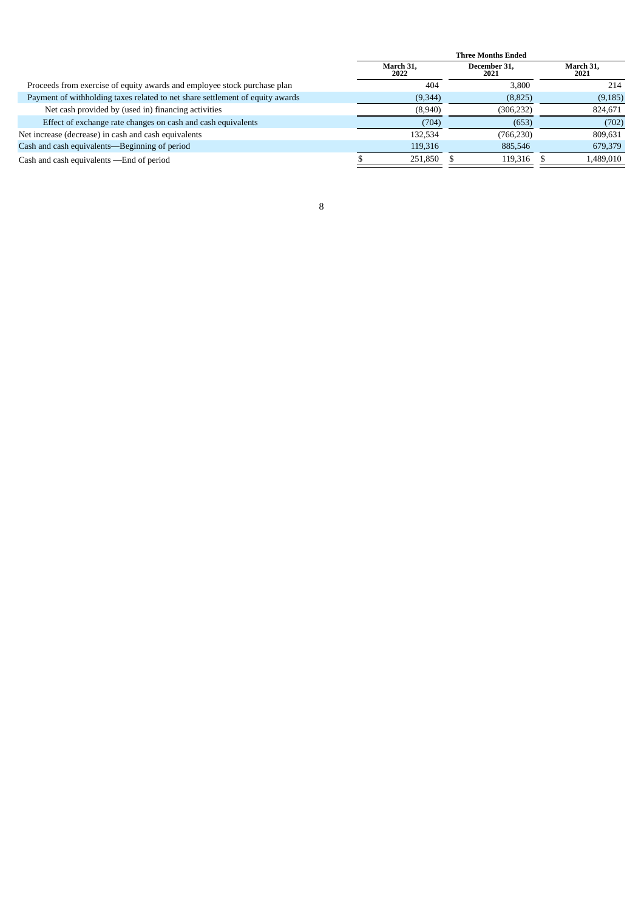| | Three Months Ended | | |
|---|---|---|---|
| | March 31, 2022 | December 31, 2021 | March 31, 2021 |
| Proceeds from exercise of equity awards and employee stock purchase plan | 404 | 3,800 | 214 |
| Payment of withholding taxes related to net share settlement of equity awards | (9,344) | (8,825) | (9,185) |
| Net cash provided by (used in) financing activities | (8,940) | (306,232) | 824,671 |
| Effect of exchange rate changes on cash and cash equivalents | (704) | (653) | (702) |
| Net increase (decrease) in cash and cash equivalents | 132,534 | (766,230) | 809,631 |
| Cash and cash equivalents—Beginning of period | 119,316 | 885,546 | 679,379 |
| Cash and cash equivalents —End of period | $ 251,850 | $ 119,316 | $ 1,489,010 |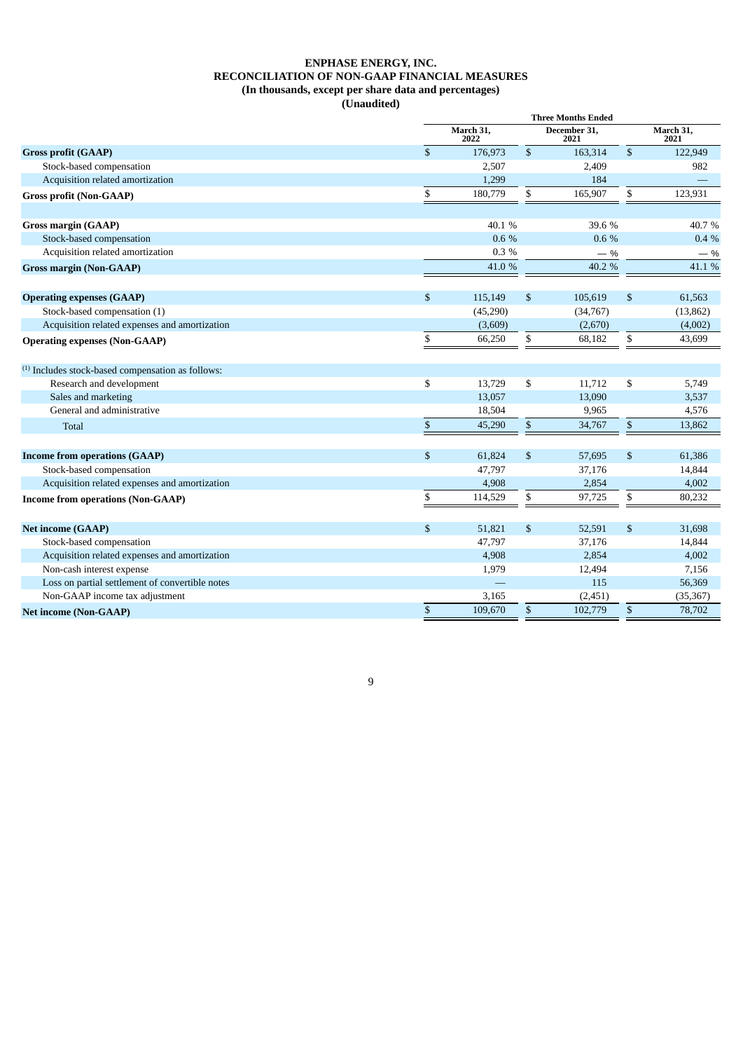# ENPHASE ENERGY, INC.
## RECONCILIATION OF NON-GAAP FINANCIAL MEASURES
### (In thousands, except per share data and percentages)
### (Unaudited)

| | Three Months Ended | | |
|---|---|---|---|
| | March 31, 2022 | December 31, 2021 | March 31, 2021 |
| **Gross profit (GAAP)** | $ 176,973 | $ 163,314 | $ 122,949 |
| Stock-based compensation | 2,507 | 2,409 | 982 |
| Acquisition related amortization | 1,299 | 184 | — |
| **Gross profit (Non-GAAP)** | $ 180,779 | $ 165,907 | $ 123,931 |
| | | | |
| **Gross margin (GAAP)** | 40.1 % | 39.6 % | 40.7 % |
| Stock-based compensation | 0.6 % | 0.6 % | 0.4 % |
| Acquisition related amortization | 0.3 % | — % | — % |
| **Gross margin (Non-GAAP)** | 41.0 % | 40.2 % | 41.1 % |
| | | | |
| **Operating expenses (GAAP)** | $ 115,149 | $ 105,619 | $ 61,563 |
| Stock-based compensation (1) | (45,290) | (34,767) | (13,862) |
| Acquisition related expenses and amortization | (3,609) | (2,670) | (4,002) |
| **Operating expenses (Non-GAAP)** | $ 66,250 | $ 68,182 | $ 43,699 |
| | | | |
| (1) Includes stock-based compensation as follows: | | | |
| Research and development | $ 13,729 | $ 11,712 | $ 5,749 |
| Sales and marketing | 13,057 | 13,090 | 3,537 |
| General and administrative | 18,504 | 9,965 | 4,576 |
| Total | $ 45,290 | $ 34,767 | $ 13,862 |
| | | | |
| **Income from operations (GAAP)** | $ 61,824 | $ 57,695 | $ 61,386 |
| Stock-based compensation | 47,797 | 37,176 | 14,844 |
| Acquisition related expenses and amortization | 4,908 | 2,854 | 4,002 |
| **Income from operations (Non-GAAP)** | $ 114,529 | $ 97,725 | $ 80,232 |
| | | | |
| **Net income (GAAP)** | $ 51,821 | $ 52,591 | $ 31,698 |
| Stock-based compensation | 47,797 | 37,176 | 14,844 |
| Acquisition related expenses and amortization | 4,908 | 2,854 | 4,002 |
| Non-cash interest expense | 1,979 | 12,494 | 7,156 |
| Loss on partial settlement of convertible notes | — | 115 | 56,369 |
| Non-GAAP income tax adjustment | 3,165 | (2,451) | (35,367) |
| **Net income (Non-GAAP)** | $ 109,670 | $ 102,779 | $ 78,702 |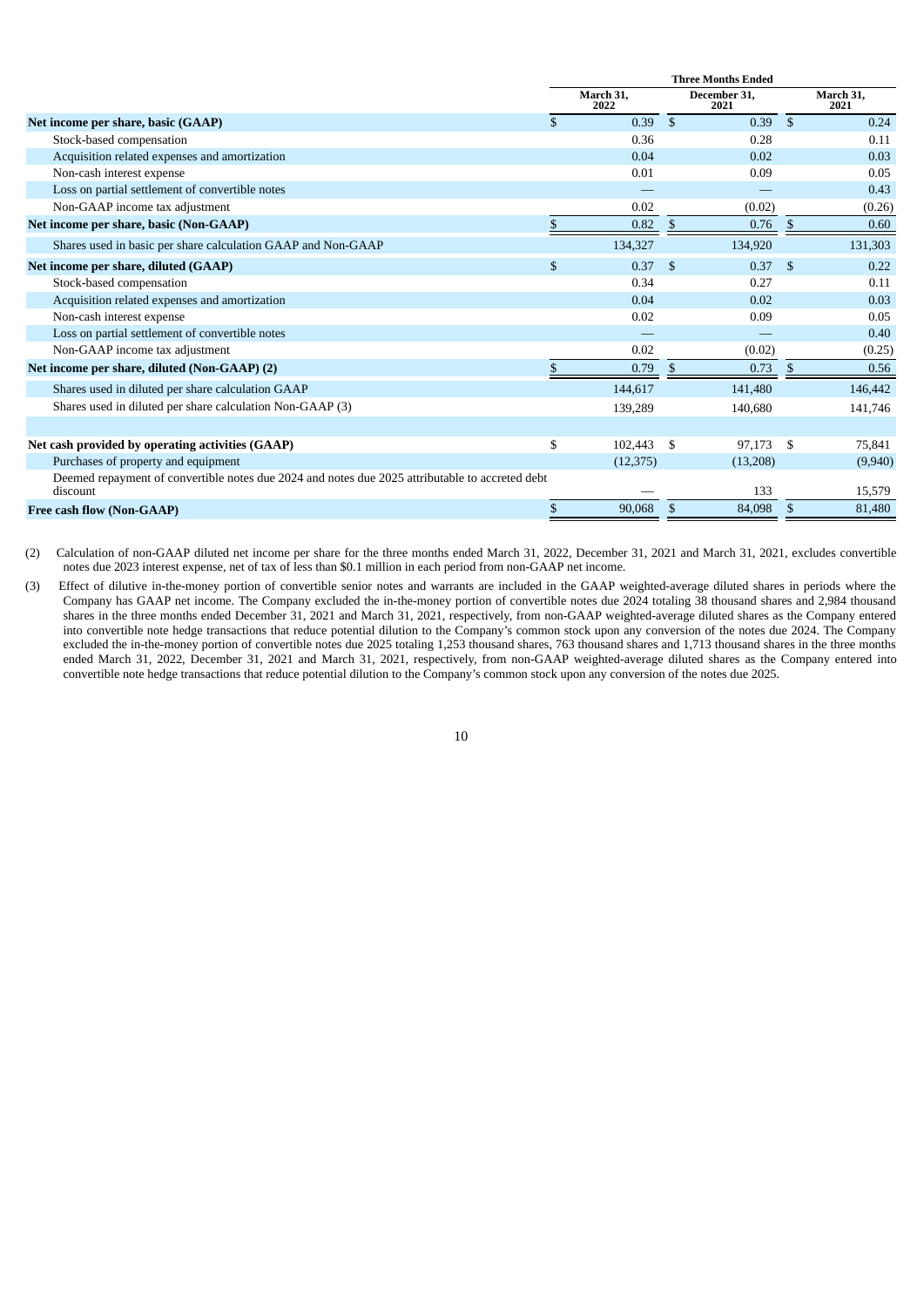| | Three Months Ended | | |
|---|---|---|---|
| | March 31, 2022 | December 31, 2021 | March 31, 2021 |
| **Net income per share, basic (GAAP)** | $ 0.39 | $ 0.39 | $ 0.24 |
| Stock-based compensation | 0.36 | 0.28 | 0.11 |
| Acquisition related expenses and amortization | 0.04 | 0.02 | 0.03 |
| Non-cash interest expense | 0.01 | 0.09 | 0.05 |
| Loss on partial settlement of convertible notes | — | — | 0.43 |
| Non-GAAP income tax adjustment | 0.02 | (0.02) | (0.26) |
| **Net income per share, basic (Non-GAAP)** | $ 0.82 | $ 0.76 | $ 0.60 |
| Shares used in basic per share calculation GAAP and Non-GAAP | 134,327 | 134,920 | 131,303 |
| **Net income per share, diluted (GAAP)** | $ 0.37 | $ 0.37 | $ 0.22 |
| Stock-based compensation | 0.34 | 0.27 | 0.11 |
| Acquisition related expenses and amortization | 0.04 | 0.02 | 0.03 |
| Non-cash interest expense | 0.02 | 0.09 | 0.05 |
| Loss on partial settlement of convertible notes | — | — | 0.40 |
| Non-GAAP income tax adjustment | 0.02 | (0.02) | (0.25) |
| **Net income per share, diluted (Non-GAAP) (2)** | $ 0.79 | $ 0.73 | $ 0.56 |
| Shares used in diluted per share calculation GAAP | 144,617 | 141,480 | 146,442 |
| Shares used in diluted per share calculation Non-GAAP (3) | 139,289 | 140,680 | 141,746 |
| | | | |
| **Net cash provided by operating activities (GAAP)** | $ 102,443 | $ 97,173 | $ 75,841 |
| Purchases of property and equipment | (12,375) | (13,208) | (9,940) |
| Deemed repayment of convertible notes due 2024 and notes due 2025 attributable to accreted debt discount | — | 133 | 15,579 |
| **Free cash flow (Non-GAAP)** | $ 90,068 | $ 84,098 | $ 81,480 |

(2) Calculation of non-GAAP diluted net income per share for the three months ended March 31, 2022, December 31, 2021 and March 31, 2021, excludes convertible notes due 2023 interest expense, net of tax of less than $0.1 million in each period from non-GAAP net income.

(3) Effect of dilutive in-the-money portion of convertible senior notes and warrants are included in the GAAP weighted-average diluted shares in periods where the Company has GAAP net income. The Company excluded the in-the-money portion of convertible notes due 2024 totaling 38 thousand shares and 2,984 thousand shares in the three months ended December 31, 2021 and March 31, 2021, respectively, from non-GAAP weighted-average diluted shares as the Company entered into convertible note hedge transactions that reduce potential dilution to the Company's common stock upon any conversion of the notes due 2024. The Company excluded the in-the-money portion of convertible notes due 2025 totaling 1,253 thousand shares, 763 thousand shares and 1,713 thousand shares in the three months ended March 31, 2022, December 31, 2021 and March 31, 2021, respectively, from non-GAAP weighted-average diluted shares as the Company entered into convertible note hedge transactions that reduce potential dilution to the Company's common stock upon any conversion of the notes due 2025.